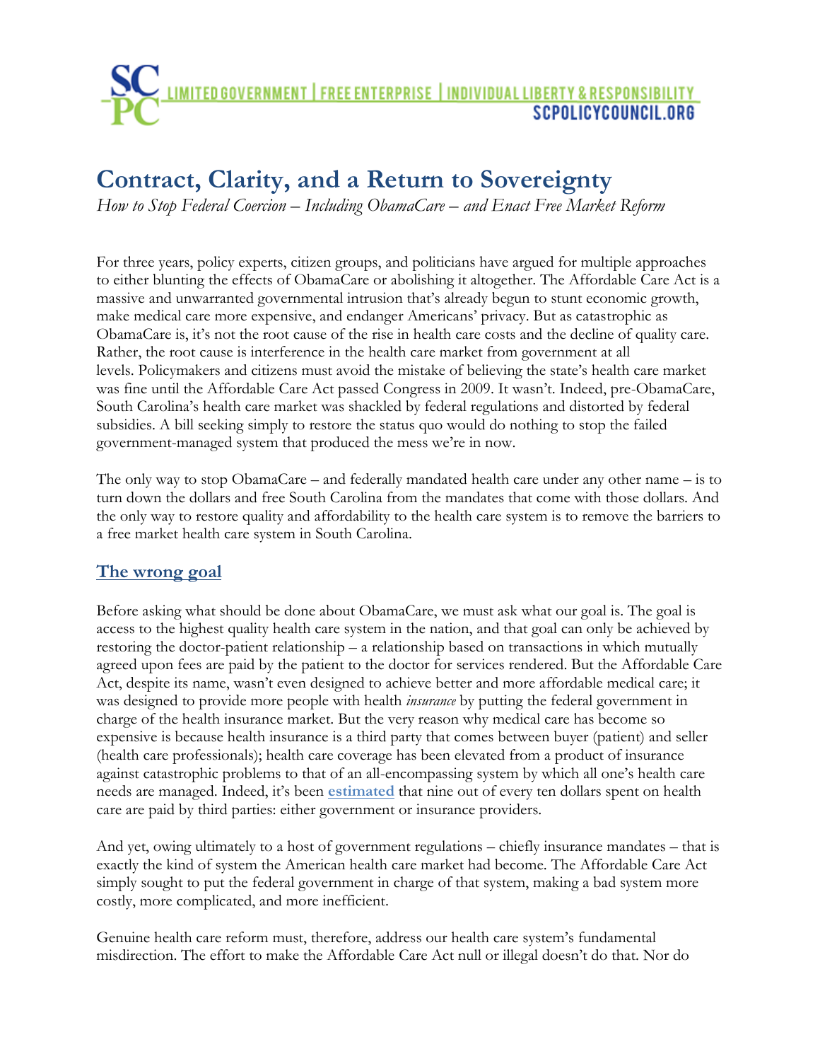LIMITED GOVERNMENT | FREE ENTERPRISE | INDIVIDUAL LIBERTY & RESPONSIBILITY
SCPOLICYCOUNCIL.ORG

# Contract, Clarity, and a Return to Sovereignty

*How to Stop Federal Coercion – Including ObamaCare – and Enact Free Market Reform*

For three years, policy experts, citizen groups, and politicians have argued for multiple approaches to either blunting the effects of ObamaCare or abolishing it altogether. The Affordable Care Act is a massive and unwarranted governmental intrusion that's already begun to stunt economic growth, make medical care more expensive, and endanger Americans' privacy. But as catastrophic as ObamaCare is, it's not the root cause of the rise in health care costs and the decline of quality care. Rather, the root cause is interference in the health care market from government at all levels. Policymakers and citizens must avoid the mistake of believing the state's health care market was fine until the Affordable Care Act passed Congress in 2009. It wasn't. Indeed, pre-ObamaCare, South Carolina's health care market was shackled by federal regulations and distorted by federal subsidies. A bill seeking simply to restore the status quo would do nothing to stop the failed government-managed system that produced the mess we're in now.

The only way to stop ObamaCare – and federally mandated health care under any other name – is to turn down the dollars and free South Carolina from the mandates that come with those dollars. And the only way to restore quality and affordability to the health care system is to remove the barriers to a free market health care system in South Carolina.

## The wrong goal

Before asking what should be done about ObamaCare, we must ask what our goal is. The goal is access to the highest quality health care system in the nation, and that goal can only be achieved by restoring the doctor-patient relationship – a relationship based on transactions in which mutually agreed upon fees are paid by the patient to the doctor for services rendered. But the Affordable Care Act, despite its name, wasn't even designed to achieve better and more affordable medical care; it was designed to provide more people with health *insurance* by putting the federal government in charge of the health insurance market. But the very reason why medical care has become so expensive is because health insurance is a third party that comes between buyer (patient) and seller (health care professionals); health care coverage has been elevated from a product of insurance against catastrophic problems to that of an all-encompassing system by which all one's health care needs are managed. Indeed, it's been **estimated** that nine out of every ten dollars spent on health care are paid by third parties: either government or insurance providers.

And yet, owing ultimately to a host of government regulations – chiefly insurance mandates – that is exactly the kind of system the American health care market had become. The Affordable Care Act simply sought to put the federal government in charge of that system, making a bad system more costly, more complicated, and more inefficient.

Genuine health care reform must, therefore, address our health care system's fundamental misdirection. The effort to make the Affordable Care Act null or illegal doesn't do that. Nor do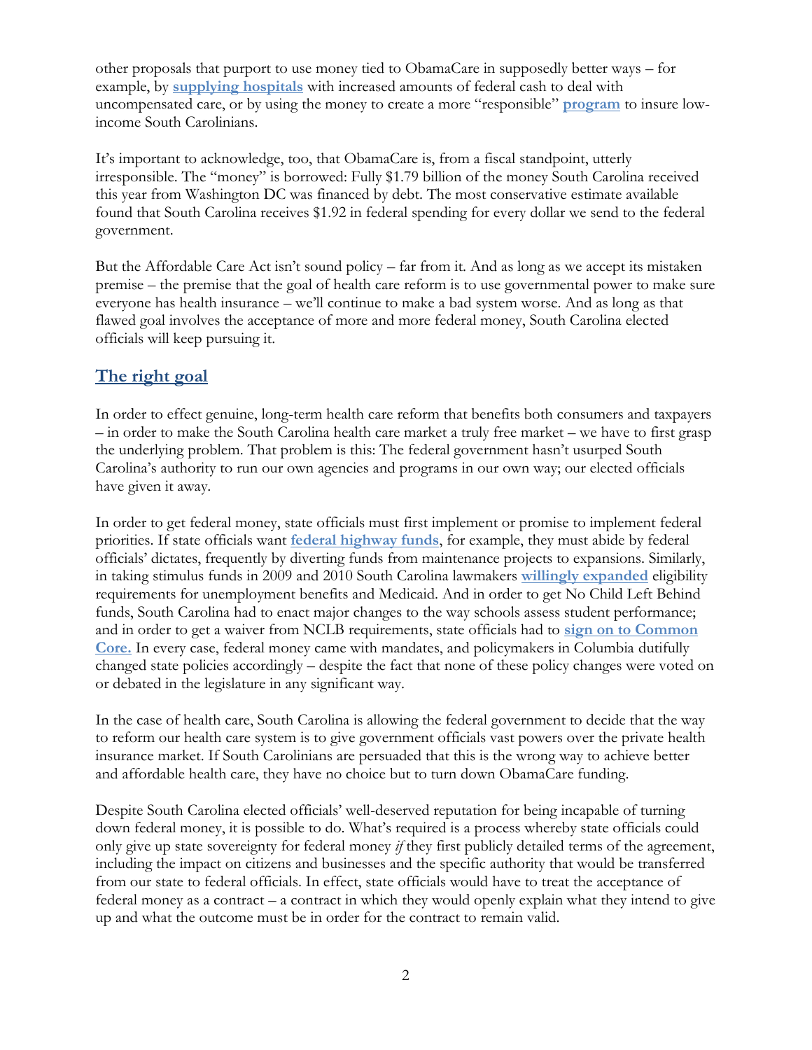other proposals that purport to use money tied to ObamaCare in supposedly better ways – for example, by **supplying hospitals** with increased amounts of federal cash to deal with uncompensated care, or by using the money to create a more "responsible" **program** to insure low-income South Carolinians.

It's important to acknowledge, too, that ObamaCare is, from a fiscal standpoint, utterly irresponsible. The "money" is borrowed: Fully $1.79 billion of the money South Carolina received this year from Washington DC was financed by debt. The most conservative estimate available found that South Carolina receives $1.92 in federal spending for every dollar we send to the federal government.

But the Affordable Care Act isn't sound policy – far from it. And as long as we accept its mistaken premise – the premise that the goal of health care reform is to use governmental power to make sure everyone has health insurance – we'll continue to make a bad system worse. And as long as that flawed goal involves the acceptance of more and more federal money, South Carolina elected officials will keep pursuing it.

## The right goal

In order to effect genuine, long-term health care reform that benefits both consumers and taxpayers – in order to make the South Carolina health care market a truly free market – we have to first grasp the underlying problem. That problem is this: The federal government hasn't usurped South Carolina's authority to run our own agencies and programs in our own way; our elected officials have given it away.

In order to get federal money, state officials must first implement or promise to implement federal priorities. If state officials want **federal highway funds**, for example, they must abide by federal officials' dictates, frequently by diverting funds from maintenance projects to expansions. Similarly, in taking stimulus funds in 2009 and 2010 South Carolina lawmakers **willingly expanded** eligibility requirements for unemployment benefits and Medicaid. And in order to get No Child Left Behind funds, South Carolina had to enact major changes to the way schools assess student performance; and in order to get a waiver from NCLB requirements, state officials had to **sign on to Common Core.** In every case, federal money came with mandates, and policymakers in Columbia dutifully changed state policies accordingly – despite the fact that none of these policy changes were voted on or debated in the legislature in any significant way.

In the case of health care, South Carolina is allowing the federal government to decide that the way to reform our health care system is to give government officials vast powers over the private health insurance market. If South Carolinians are persuaded that this is the wrong way to achieve better and affordable health care, they have no choice but to turn down ObamaCare funding.

Despite South Carolina elected officials' well-deserved reputation for being incapable of turning down federal money, it is possible to do. What's required is a process whereby state officials could only give up state sovereignty for federal money *if* they first publicly detailed terms of the agreement, including the impact on citizens and businesses and the specific authority that would be transferred from our state to federal officials. In effect, state officials would have to treat the acceptance of federal money as a contract – a contract in which they would openly explain what they intend to give up and what the outcome must be in order for the contract to remain valid.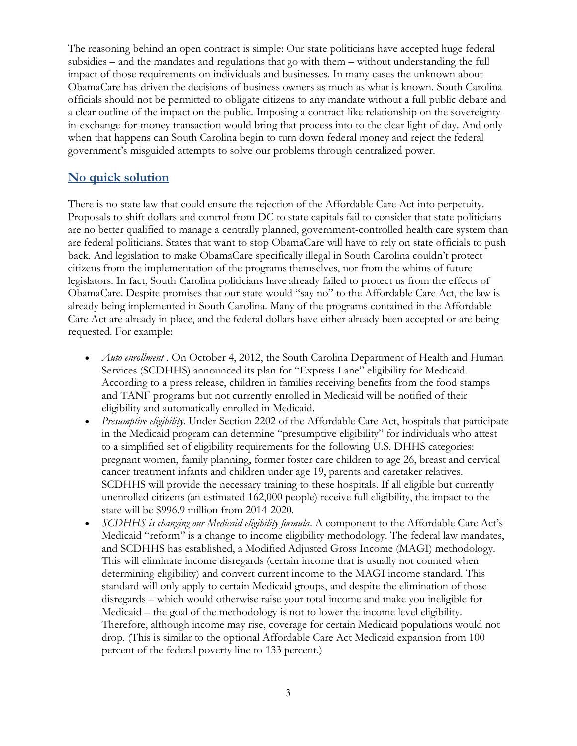The reasoning behind an open contract is simple: Our state politicians have accepted huge federal subsidies – and the mandates and regulations that go with them – without understanding the full impact of those requirements on individuals and businesses. In many cases the unknown about ObamaCare has driven the decisions of business owners as much as what is known. South Carolina officials should not be permitted to obligate citizens to any mandate without a full public debate and a clear outline of the impact on the public. Imposing a contract-like relationship on the sovereignty-in-exchange-for-money transaction would bring that process into to the clear light of day. And only when that happens can South Carolina begin to turn down federal money and reject the federal government's misguided attempts to solve our problems through centralized power.

## No quick solution

There is no state law that could ensure the rejection of the Affordable Care Act into perpetuity. Proposals to shift dollars and control from DC to state capitals fail to consider that state politicians are no better qualified to manage a centrally planned, government-controlled health care system than are federal politicians. States that want to stop ObamaCare will have to rely on state officials to push back. And legislation to make ObamaCare specifically illegal in South Carolina couldn't protect citizens from the implementation of the programs themselves, nor from the whims of future legislators. In fact, South Carolina politicians have already failed to protect us from the effects of ObamaCare. Despite promises that our state would "say no" to the Affordable Care Act, the law is already being implemented in South Carolina. Many of the programs contained in the Affordable Care Act are already in place, and the federal dollars have either already been accepted or are being requested. For example:

- *Auto enrollment* . On October 4, 2012, the South Carolina Department of Health and Human Services (SCDHHS) announced its plan for "Express Lane" eligibility for Medicaid. According to a press release, children in families receiving benefits from the food stamps and TANF programs but not currently enrolled in Medicaid will be notified of their eligibility and automatically enrolled in Medicaid.
- *Presumptive eligibility.* Under Section 2202 of the Affordable Care Act, hospitals that participate in the Medicaid program can determine "presumptive eligibility" for individuals who attest to a simplified set of eligibility requirements for the following U.S. DHHS categories: pregnant women, family planning, former foster care children to age 26, breast and cervical cancer treatment infants and children under age 19, parents and caretaker relatives. SCDHHS will provide the necessary training to these hospitals. If all eligible but currently unenrolled citizens (an estimated 162,000 people) receive full eligibility, the impact to the state will be $996.9 million from 2014-2020.
- *SCDHHS is changing our Medicaid eligibility formula*. A component to the Affordable Care Act's Medicaid "reform" is a change to income eligibility methodology. The federal law mandates, and SCDHHS has established, a Modified Adjusted Gross Income (MAGI) methodology. This will eliminate income disregards (certain income that is usually not counted when determining eligibility) and convert current income to the MAGI income standard. This standard will only apply to certain Medicaid groups, and despite the elimination of those disregards – which would otherwise raise your total income and make you ineligible for Medicaid – the goal of the methodology is not to lower the income level eligibility. Therefore, although income may rise, coverage for certain Medicaid populations would not drop. (This is similar to the optional Affordable Care Act Medicaid expansion from 100 percent of the federal poverty line to 133 percent.)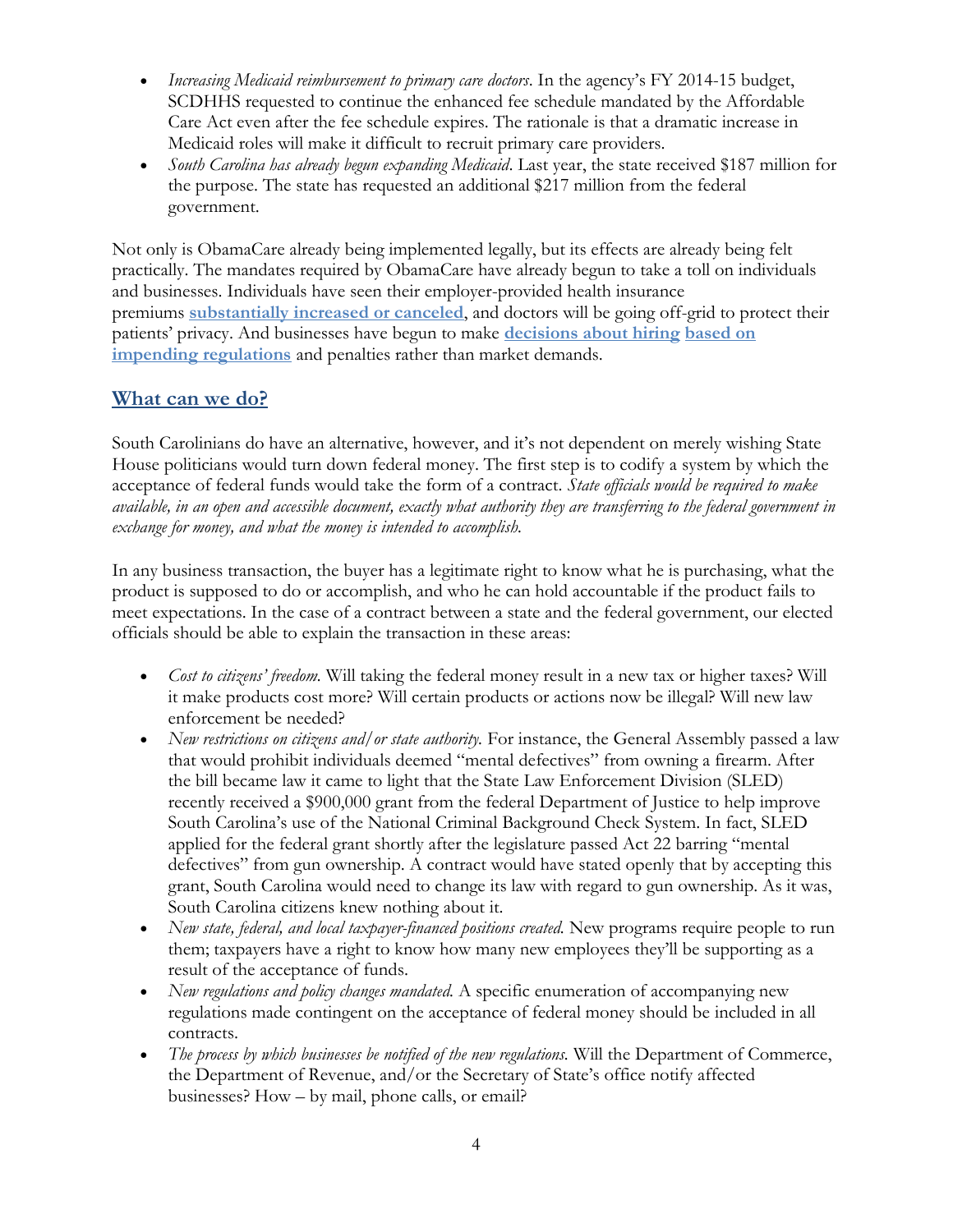- *Increasing Medicaid reimbursement to primary care doctors*. In the agency's FY 2014-15 budget, SCDHHS requested to continue the enhanced fee schedule mandated by the Affordable Care Act even after the fee schedule expires. The rationale is that a dramatic increase in Medicaid roles will make it difficult to recruit primary care providers.
- *South Carolina has already begun expanding Medicaid*. Last year, the state received $187 million for the purpose. The state has requested an additional $217 million from the federal government.

Not only is ObamaCare already being implemented legally, but its effects are already being felt practically. The mandates required by ObamaCare have already begun to take a toll on individuals and businesses. Individuals have seen their employer-provided health insurance premiums **substantially increased or canceled**, and doctors will be going off-grid to protect their patients' privacy. And businesses have begun to make **decisions about hiring** **based on impending regulations** and penalties rather than market demands.

## What can we do?

South Carolinians do have an alternative, however, and it's not dependent on merely wishing State House politicians would turn down federal money. The first step is to codify a system by which the acceptance of federal funds would take the form of a contract. *State officials would be required to make available, in an open and accessible document, exactly what authority they are transferring to the federal government in exchange for money, and what the money is intended to accomplish.*

In any business transaction, the buyer has a legitimate right to know what he is purchasing, what the product is supposed to do or accomplish, and who he can hold accountable if the product fails to meet expectations. In the case of a contract between a state and the federal government, our elected officials should be able to explain the transaction in these areas:

- *Cost to citizens' freedom.* Will taking the federal money result in a new tax or higher taxes? Will it make products cost more? Will certain products or actions now be illegal? Will new law enforcement be needed?
- *New restrictions on citizens and/or state authority.* For instance, the General Assembly passed a law that would prohibit individuals deemed "mental defectives" from owning a firearm. After the bill became law it came to light that the State Law Enforcement Division (SLED) recently received a $900,000 grant from the federal Department of Justice to help improve South Carolina's use of the National Criminal Background Check System. In fact, SLED applied for the federal grant shortly after the legislature passed Act 22 barring "mental defectives" from gun ownership. A contract would have stated openly that by accepting this grant, South Carolina would need to change its law with regard to gun ownership. As it was, South Carolina citizens knew nothing about it.
- *New state, federal, and local taxpayer-financed positions created.* New programs require people to run them; taxpayers have a right to know how many new employees they'll be supporting as a result of the acceptance of funds.
- *New regulations and policy changes mandated.* A specific enumeration of accompanying new regulations made contingent on the acceptance of federal money should be included in all contracts.
- *The process by which businesses be notified of the new regulations.* Will the Department of Commerce, the Department of Revenue, and/or the Secretary of State's office notify affected businesses? How – by mail, phone calls, or email?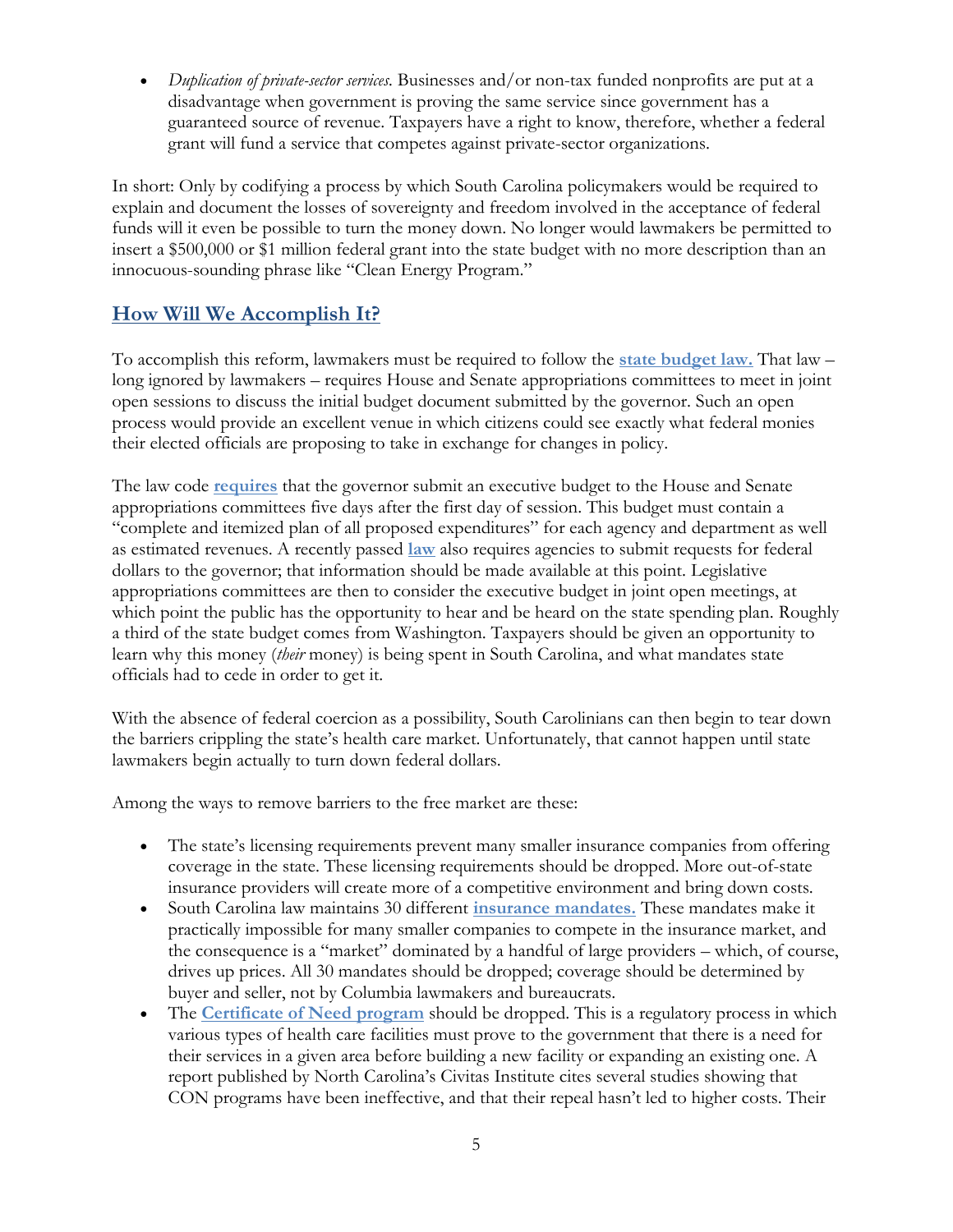- *Duplication of private-sector services.* Businesses and/or non-tax funded nonprofits are put at a disadvantage when government is proving the same service since government has a guaranteed source of revenue. Taxpayers have a right to know, therefore, whether a federal grant will fund a service that competes against private-sector organizations.

In short: Only by codifying a process by which South Carolina policymakers would be required to explain and document the losses of sovereignty and freedom involved in the acceptance of federal funds will it even be possible to turn the money down. No longer would lawmakers be permitted to insert a $500,000 or $1 million federal grant into the state budget with no more description than an innocuous-sounding phrase like "Clean Energy Program."

## How Will We Accomplish It?

To accomplish this reform, lawmakers must be required to follow the **state budget law.** That law – long ignored by lawmakers – requires House and Senate appropriations committees to meet in joint open sessions to discuss the initial budget document submitted by the governor. Such an open process would provide an excellent venue in which citizens could see exactly what federal monies their elected officials are proposing to take in exchange for changes in policy.

The law code **requires** that the governor submit an executive budget to the House and Senate appropriations committees five days after the first day of session. This budget must contain a "complete and itemized plan of all proposed expenditures" for each agency and department as well as estimated revenues. A recently passed **law** also requires agencies to submit requests for federal dollars to the governor; that information should be made available at this point. Legislative appropriations committees are then to consider the executive budget in joint open meetings, at which point the public has the opportunity to hear and be heard on the state spending plan. Roughly a third of the state budget comes from Washington. Taxpayers should be given an opportunity to learn why this money (*their* money) is being spent in South Carolina, and what mandates state officials had to cede in order to get it.

With the absence of federal coercion as a possibility, South Carolinians can then begin to tear down the barriers crippling the state's health care market. Unfortunately, that cannot happen until state lawmakers begin actually to turn down federal dollars.

Among the ways to remove barriers to the free market are these:

- The state's licensing requirements prevent many smaller insurance companies from offering coverage in the state. These licensing requirements should be dropped. More out-of-state insurance providers will create more of a competitive environment and bring down costs.
- South Carolina law maintains 30 different **insurance mandates.** These mandates make it practically impossible for many smaller companies to compete in the insurance market, and the consequence is a "market" dominated by a handful of large providers – which, of course, drives up prices. All 30 mandates should be dropped; coverage should be determined by buyer and seller, not by Columbia lawmakers and bureaucrats.
- The **Certificate of Need program** should be dropped. This is a regulatory process in which various types of health care facilities must prove to the government that there is a need for their services in a given area before building a new facility or expanding an existing one. A report published by North Carolina's Civitas Institute cites several studies showing that CON programs have been ineffective, and that their repeal hasn't led to higher costs. Their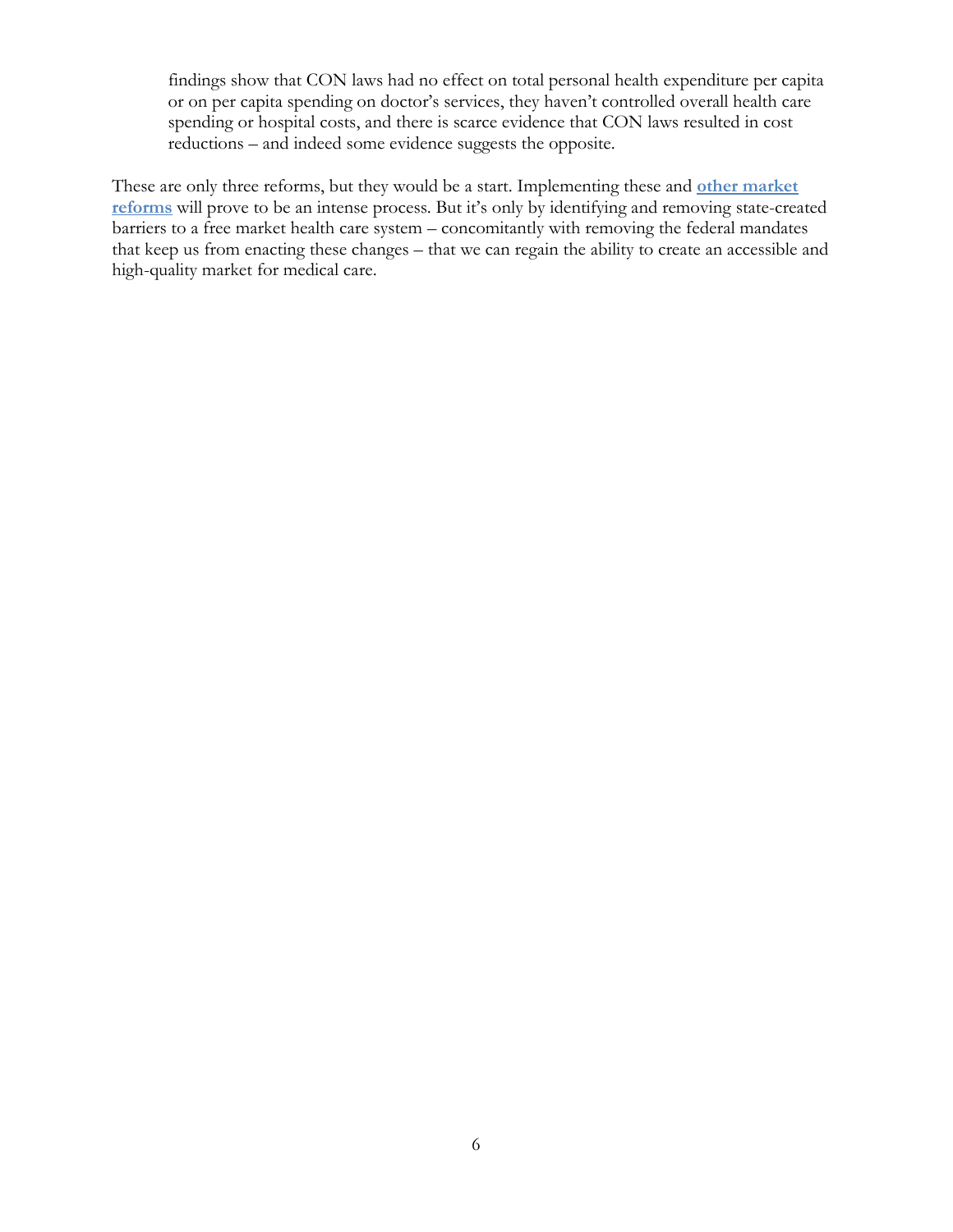> findings show that CON laws had no effect on total personal health expenditure per capita or on per capita spending on doctor's services, they haven't controlled overall health care spending or hospital costs, and there is scarce evidence that CON laws resulted in cost reductions – and indeed some evidence suggests the opposite.

These are only three reforms, but they would be a start. Implementing these and **other market reforms** will prove to be an intense process. But it's only by identifying and removing state-created barriers to a free market health care system – concomitantly with removing the federal mandates that keep us from enacting these changes – that we can regain the ability to create an accessible and high-quality market for medical care.